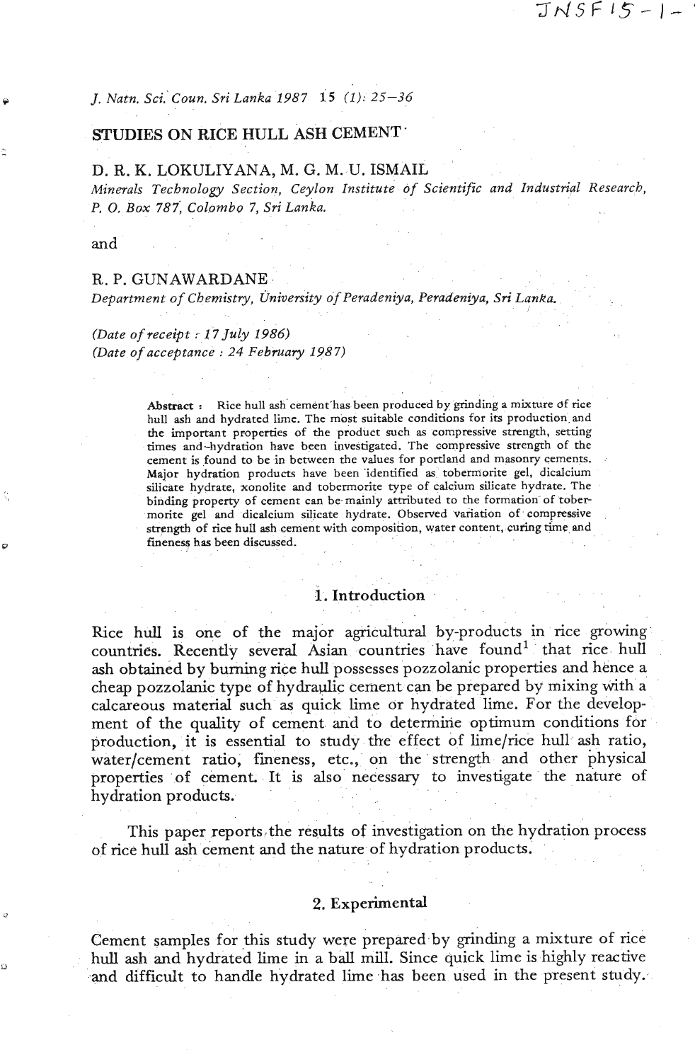# STUDIES ON RICE HULL ASH CEMENT

D. R. K. LOKULIYANA, M. G. M. U. ISMAIL

*Minerals Technology Section, Ceylon Institute of Scientific and Industrial Research, P. O. Box 787, Colombo 7, Sri Lanka.*

and

R. P. GUNAWARDANE

*Department of Chemistry, University of Peradeniya, Peradeniya, Sri Lanka.*

*(Date of receipt : 17 July 1986)*
*(Date of acceptance : 24 February 1987)*

**Abstract :** Rice hull ash cement has been produced by grinding a mixture of rice hull ash and hydrated lime. The most suitable conditions for its production and the important properties of the product such as compressive strength, setting times and hydration have been investigated. The compressive strength of the cement is found to be in between the values for portland and masonry cements. Major hydration products have been identified as tobermorite gel, dicalcium silicate hydrate, xonolite and tobermorite type of calcium silicate hydrate. The binding property of cement can be mainly attributed to the formation of tobermorite gel and dicalcium silicate hydrate. Observed variation of compressive strength of rice hull ash cement with composition, water content, curing time and fineness has been discussed.

## 1. Introduction

Rice hull is one of the major agricultural by-products in rice growing countries. Recently several Asian countries have found[1] that rice hull ash obtained by burning rice hull possesses pozzolanic properties and hence a cheap pozzolanic type of hydraulic cement can be prepared by mixing with a calcareous material such as quick lime or hydrated lime. For the development of the quality of cement and to determine optimum conditions for production, it is essential to study the effect of lime/rice hull ash ratio, water/cement ratio, fineness, etc., on the strength and other physical properties of cement. It is also necessary to investigate the nature of hydration products.

This paper reports the results of investigation on the hydration process of rice hull ash cement and the nature of hydration products.

## 2. Experimental

Cement samples for this study were prepared by grinding a mixture of rice hull ash and hydrated lime in a ball mill. Since quick lime is highly reactive and difficult to handle hydrated lime has been used in the present study.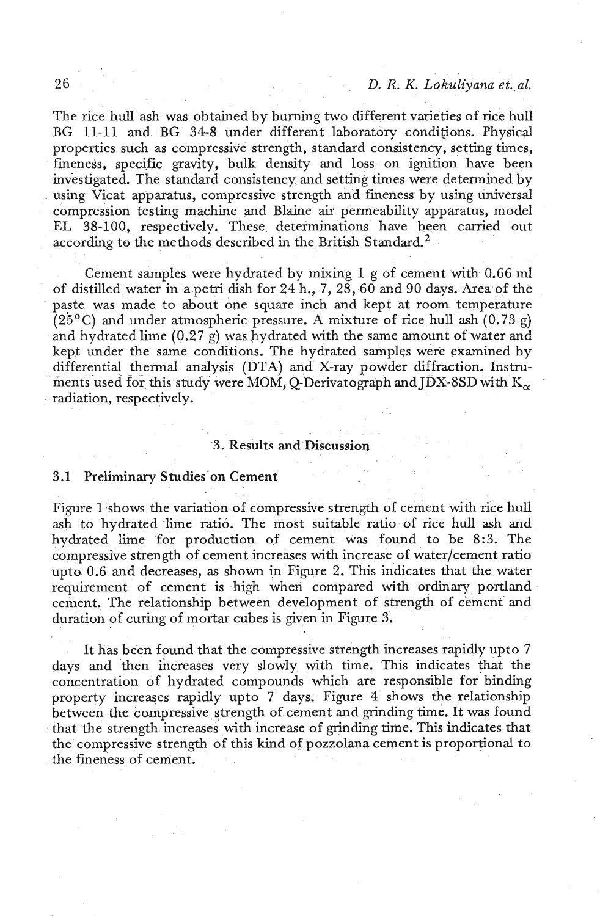The rice hull ash was obtained by burning two different varieties of rice hull BG 11-11 and BG 34-8 under different laboratory conditions. Physical properties such as compressive strength, standard consistency, setting times, fineness, specific gravity, bulk density and loss on ignition have been investigated. The standard consistency and setting times were determined by using Vicat apparatus, compressive strength and fineness by using universal compression testing machine and Blaine air permeability apparatus, model EL 38-100, respectively. These determinations have been carried out according to the methods described in the British Standard.[2]

Cement samples were hydrated by mixing 1 g of cement with 0.66 ml of distilled water in a petri dish for 24 h., 7, 28, 60 and 90 days. Area of the paste was made to about one square inch and kept at room temperature (25°C) and under atmospheric pressure. A mixture of rice hull ash (0.73 g) and hydrated lime (0.27 g) was hydrated with the same amount of water and kept under the same conditions. The hydrated samples were examined by differential thermal analysis (DTA) and X-ray powder diffraction. Instruments used for this study were MOM, Q-Derivatograph and JDX-8SD with $K_{\alpha}$ radiation, respectively.

## 3. Results and Discussion

### 3.1 Preliminary Studies on Cement

Figure 1 shows the variation of compressive strength of cement with rice hull ash to hydrated lime ratio. The most suitable ratio of rice hull ash and hydrated lime for production of cement was found to be 8:3. The compressive strength of cement increases with increase of water/cement ratio upto 0.6 and decreases, as shown in Figure 2. This indicates that the water requirement of cement is high when compared with ordinary portland cement. The relationship between development of strength of cement and duration of curing of mortar cubes is given in Figure 3.

It has been found that the compressive strength increases rapidly upto 7 days and then increases very slowly with time. This indicates that the concentration of hydrated compounds which are responsible for binding property increases rapidly upto 7 days. Figure 4 shows the relationship between the compressive strength of cement and grinding time. It was found that the strength increases with increase of grinding time. This indicates that the compressive strength of this kind of pozzolana cement is proportional to the fineness of cement.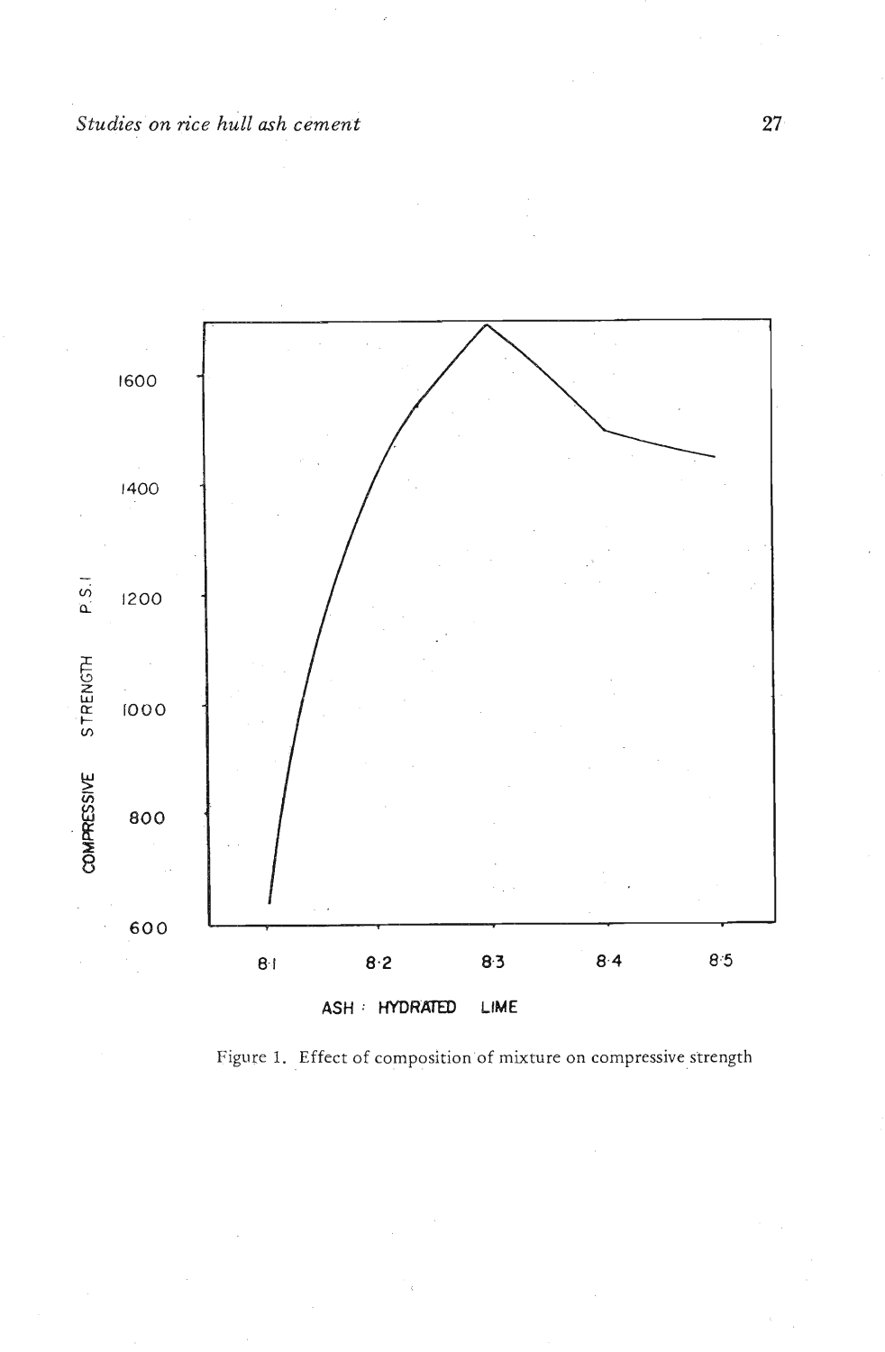Figure 1. Effect of composition of mixture on compressive strength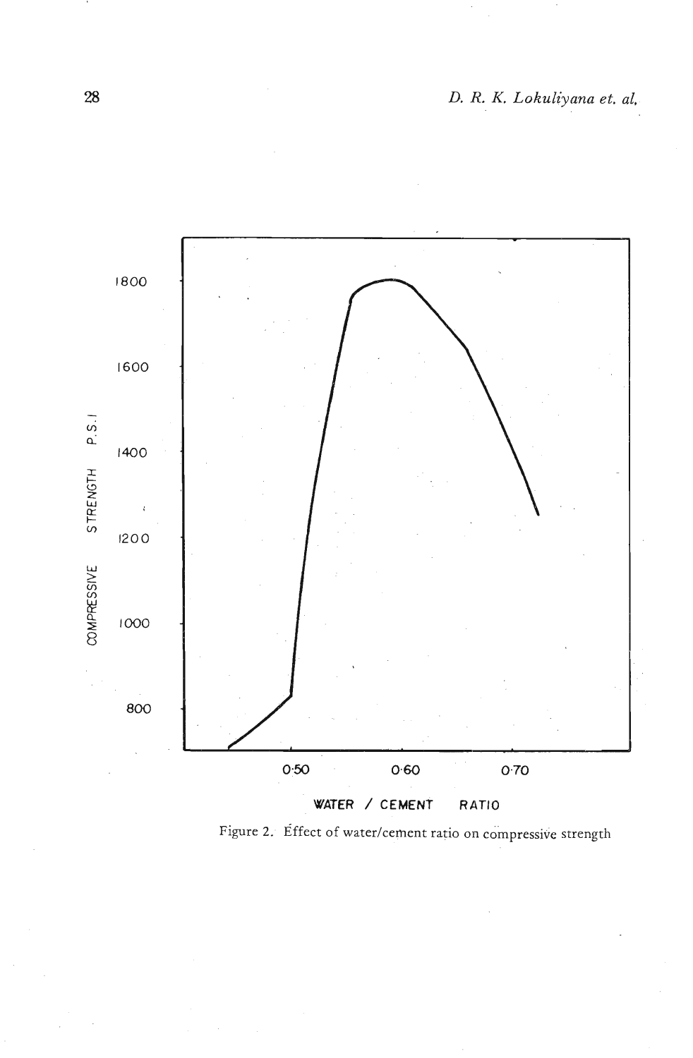Figure 2. Effect of water/cement ratio on compressive strength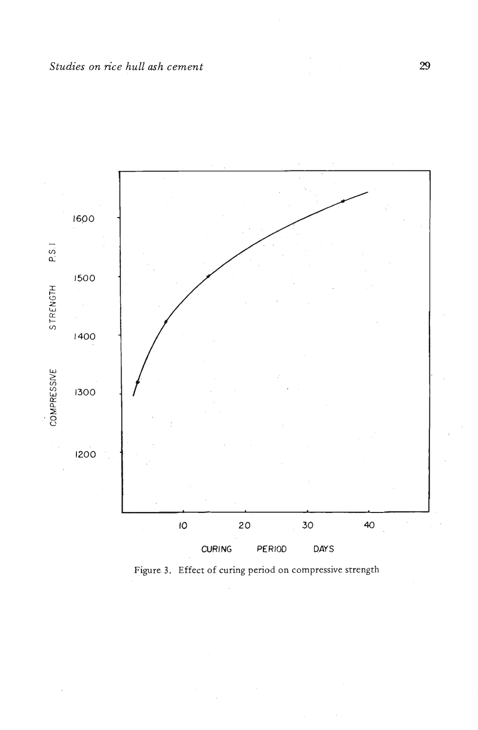Figure 3. Effect of curing period on compressive strength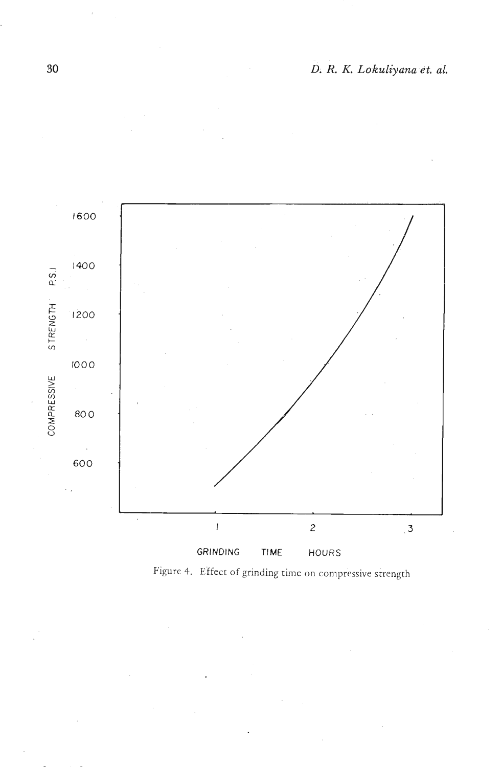Figure 4. Effect of grinding time on compressive strength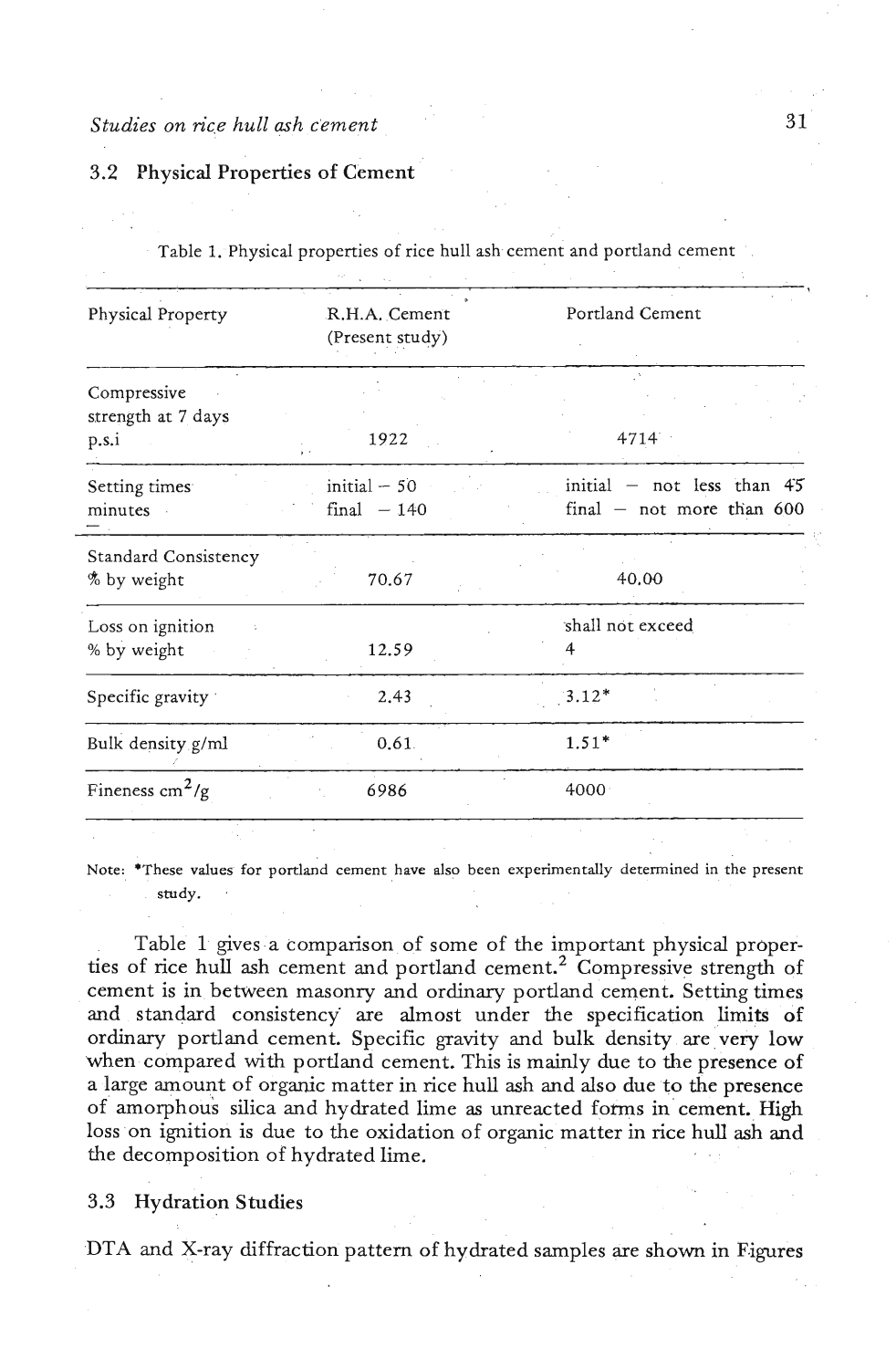### 3.2 Physical Properties of Cement

Table 1. Physical properties of rice hull ash cement and portland cement

| Physical Property | R.H.A. Cement (Present study) | Portland Cement |
|---|---|---|
| Compressive strength at 7 days p.s.i | 1922 | 4714 |
| Setting times minutes | initial – 50<br>final – 140 | initial – not less than 45<br>final – not more than 600 |
| Standard Consistency % by weight | 70.67 | 40.00 |
| Loss on ignition % by weight | 12.59 | shall not exceed 4 |
| Specific gravity | 2.43 | 3.12* |
| Bulk density g/ml | 0.61 | 1.51* |
| Fineness $cm^2/g$ | 6986 | 4000 |

Note: *These values for portland cement have also been experimentally determined in the present study.

Table 1 gives a comparison of some of the important physical properties of rice hull ash cement and portland cement.[2] Compressive strength of cement is in between masonry and ordinary portland cement. Setting times and standard consistency are almost under the specification limits of ordinary portland cement. Specific gravity and bulk density are very low when compared with portland cement. This is mainly due to the presence of a large amount of organic matter in rice hull ash and also due to the presence of amorphous silica and hydrated lime as unreacted forms in cement. High loss on ignition is due to the oxidation of organic matter in rice hull ash and the decomposition of hydrated lime.

### 3.3 Hydration Studies

DTA and X-ray diffraction pattern of hydrated samples are shown in Figures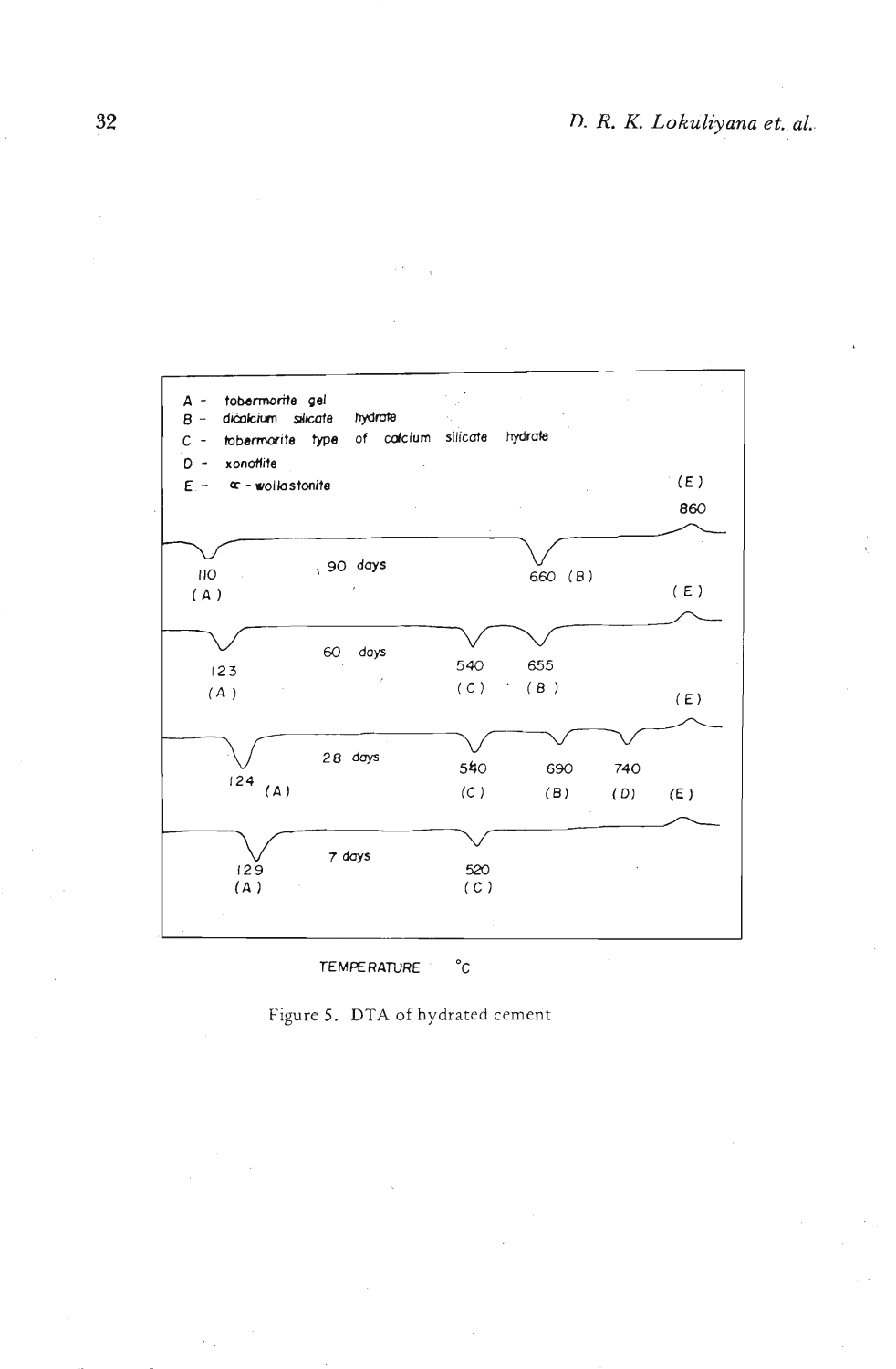A - tobermorite gel
B - dicalcium silicate hydrate
C - tobermorite type of calcium silicate hydrate
D - xonotlite
E - α - wollastonite

| Age | Peaks (°C) |
| --- | --- |
| 90 days | 110 (A), 660 (B), 860 (E) |
| 60 days | 123 (A), 540 (C), 655 (B), (E) |
| 28 days | 124 (A), 540 (C), 690 (B), 740 (D), (E) |
| 7 days | 129 (A), 520 (C), (E) |

TEMPERATURE °C

Figure 5. DTA of hydrated cement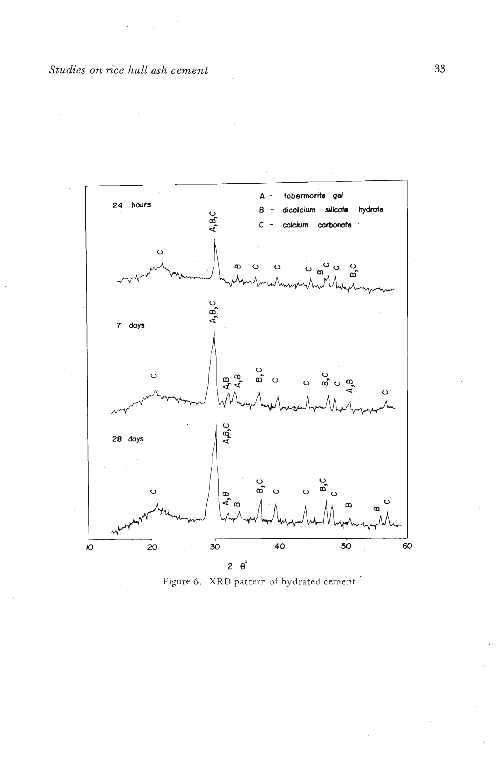Figure 6. XRD pattern of hydrated cement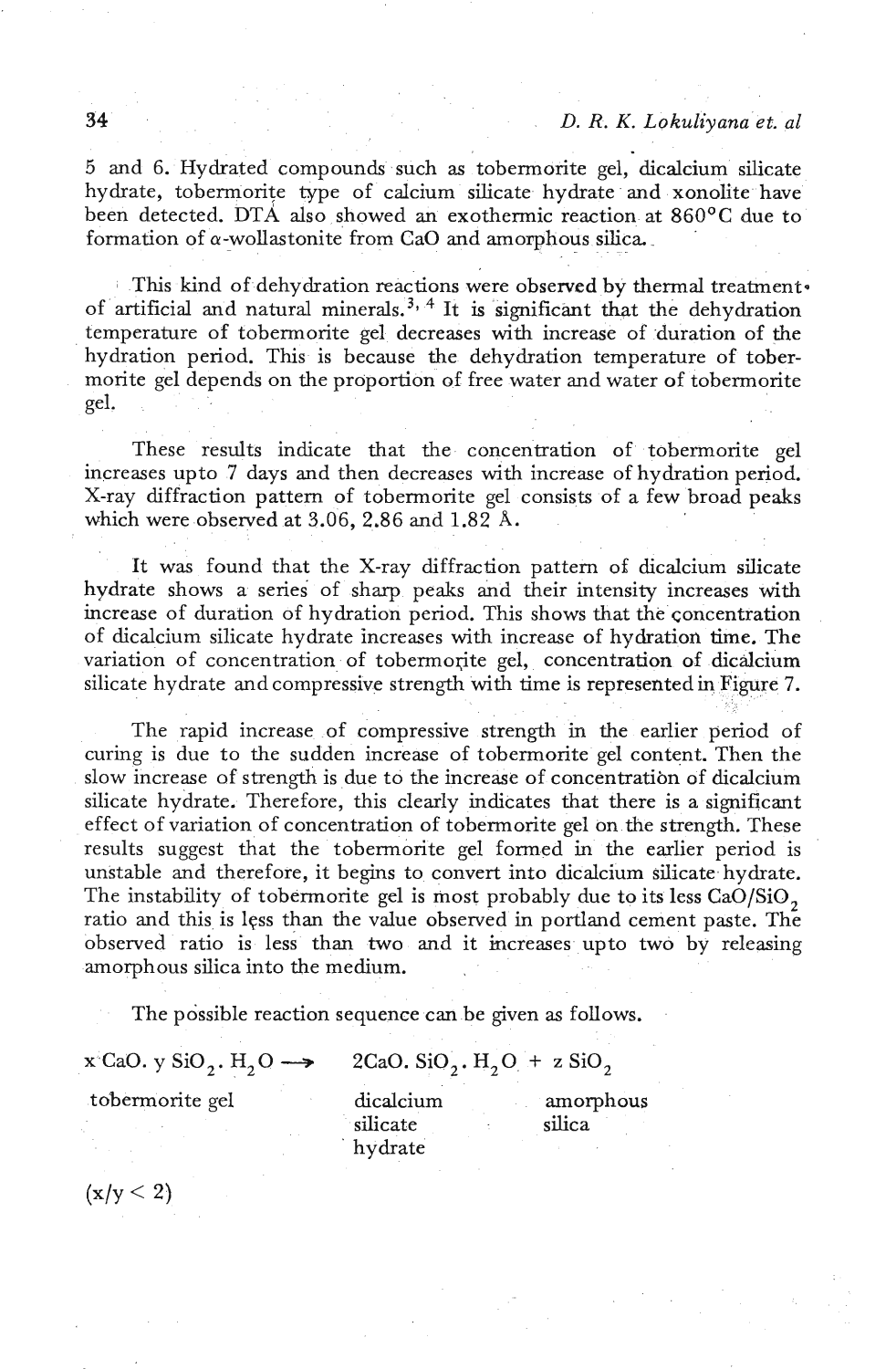5 and 6. Hydrated compounds such as tobermorite gel, dicalcium silicate hydrate, tobermorite type of calcium silicate hydrate and xonolite have been detected. DTA also showed an exothermic reaction at 860°C due to formation of $\alpha$-wollastonite from CaO and amorphous silica.

This kind of dehydration reactions were observed by thermal treatment of artificial and natural minerals.[3, 4] It is significant that the dehydration temperature of tobermorite gel decreases with increase of duration of the hydration period. This is because the dehydration temperature of tobermorite gel depends on the proportion of free water and water of tobermorite gel.

These results indicate that the concentration of tobermorite gel increases upto 7 days and then decreases with increase of hydration period. X-ray diffraction pattern of tobermorite gel consists of a few broad peaks which were observed at 3.06, 2.86 and 1.82 Å.

It was found that the X-ray diffraction pattern of dicalcium silicate hydrate shows a series of sharp peaks and their intensity increases with increase of duration of hydration period. This shows that the concentration of dicalcium silicate hydrate increases with increase of hydration time. The variation of concentration of tobermorite gel, concentration of dicalcium silicate hydrate and compressive strength with time is represented in Figure 7.

The rapid increase of compressive strength in the earlier period of curing is due to the sudden increase of tobermorite gel content. Then the slow increase of strength is due to the increase of concentration of dicalcium silicate hydrate. Therefore, this clearly indicates that there is a significant effect of variation of concentration of tobermorite gel on the strength. These results suggest that the tobermorite gel formed in the earlier period is unstable and therefore, it begins to convert into dicalcium silicate hydrate. The instability of tobermorite gel is most probably due to its less $CaO/SiO_2$ ratio and this is less than the value observed in portland cement paste. The observed ratio is less than two and it increases upto two by releasing amorphous silica into the medium.

The possible reaction sequence can be given as follows.

$$\underset{\text{tobermorite gel}}{x\,CaO.\,y\,SiO_2.\,H_2O} \longrightarrow \underset{\text{dicalcium silicate hydrate}}{2CaO.\,SiO_2.\,H_2O} + \underset{\text{amorphous silica}}{z\,SiO_2}$$

$(x/y < 2)$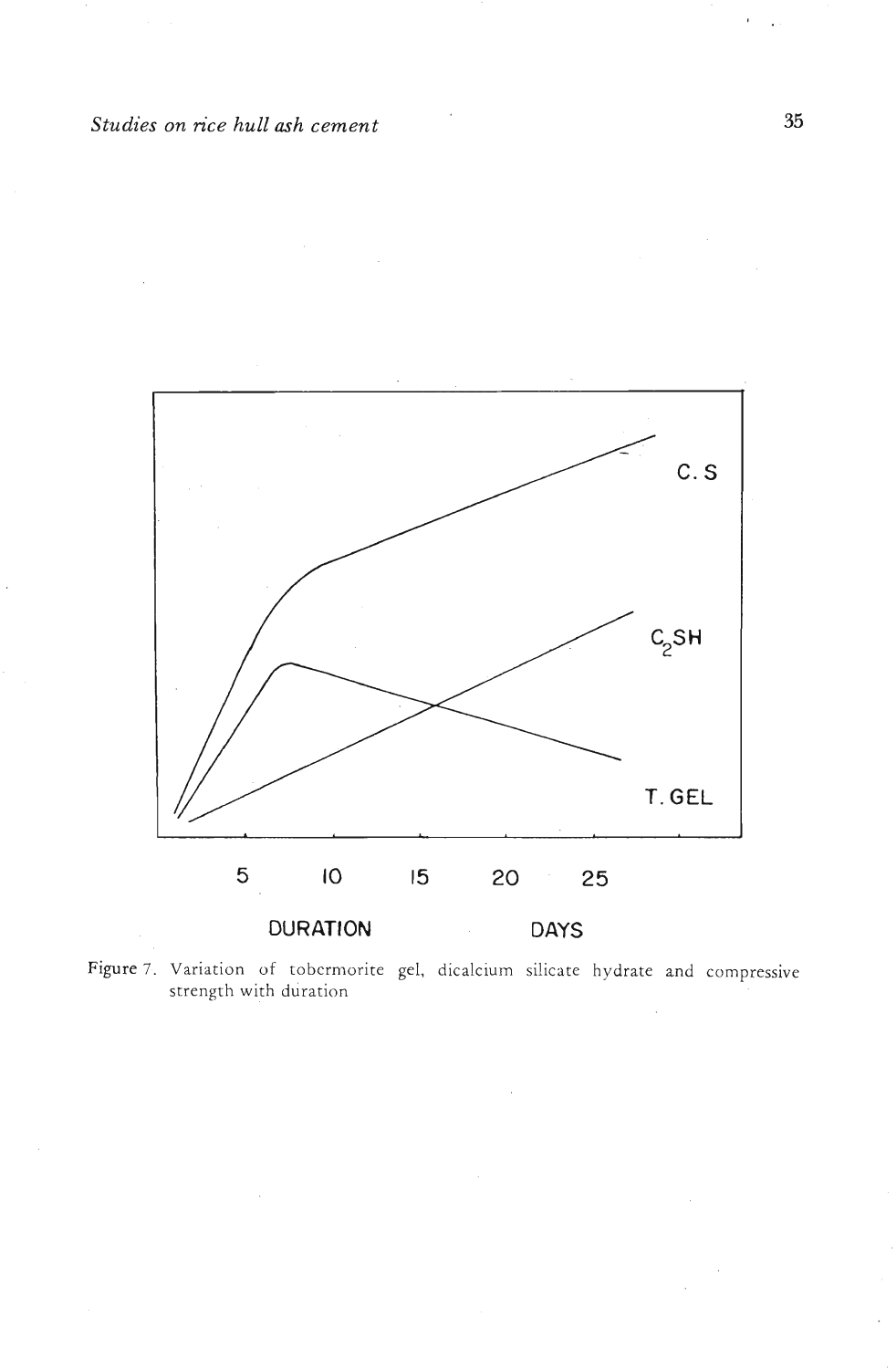Figure 7. Variation of tobermorite gel, dicalcium silicate hydrate and compressive strength with duration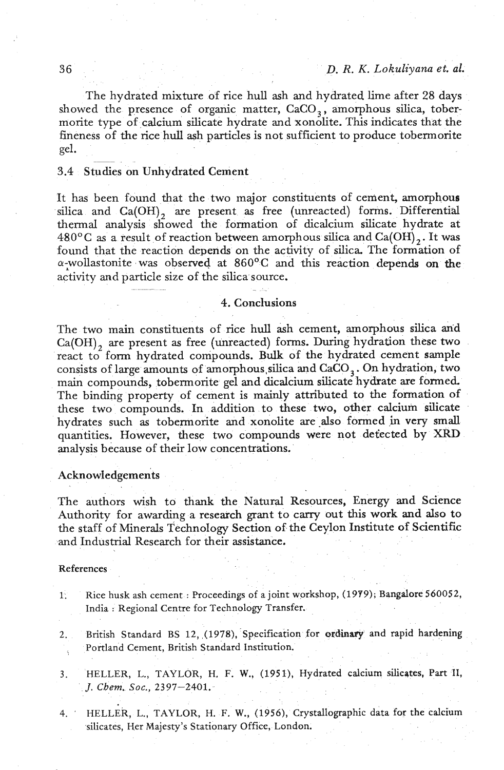The hydrated mixture of rice hull ash and hydrated lime after 28 days showed the presence of organic matter, $CaCO_3$, amorphous silica, tobermorite type of calcium silicate hydrate and xonolite. This indicates that the fineness of the rice hull ash particles is not sufficient to produce tobermorite gel.

### 3.4 Studies on Unhydrated Cement

It has been found that the two major constituents of cement, amorphous silica and $Ca(OH)_2$ are present as free (unreacted) forms. Differential thermal analysis showed the formation of dicalcium silicate hydrate at 480°C as a result of reaction between amorphous silica and $Ca(OH)_2$. It was found that the reaction depends on the activity of silica. The formation of $\alpha$-wollastonite was observed at 860°C and this reaction depends on the activity and particle size of the silica source.

## 4. Conclusions

The two main constituents of rice hull ash cement, amorphous silica and $Ca(OH)_2$ are present as free (unreacted) forms. During hydration these two react to form hydrated compounds. Bulk of the hydrated cement sample consists of large amounts of amorphous silica and $CaCO_3$. On hydration, two main compounds, tobermorite gel and dicalcium silicate hydrate are formed. The binding property of cement is mainly attributed to the formation of these two compounds. In addition to these two, other calcium silicate hydrates such as tobermorite and xonolite are also formed in very small quantities. However, these two compounds were not detected by XRD analysis because of their low concentrations.

## Acknowledgements

The authors wish to thank the Natural Resources, Energy and Science Authority for awarding a research grant to carry out this work and also to the staff of Minerals Technology Section of the Ceylon Institute of Scientific and Industrial Research for their assistance.

## References

1. Rice husk ash cement : Proceedings of a joint workshop, (1979); Bangalore 560052, India : Regional Centre for Technology Transfer.
2. British Standard BS 12, (1978), Specification for ordinary and rapid hardening Portland Cement, British Standard Institution.
3. HELLER, L., TAYLOR, H. F. W., (1951), Hydrated calcium silicates, Part II, *J. Chem. Soc.*, 2397–2401.
4. HELLER, L., TAYLOR, H. F. W., (1956), Crystallographic data for the calcium silicates, Her Majesty's Stationary Office, London.